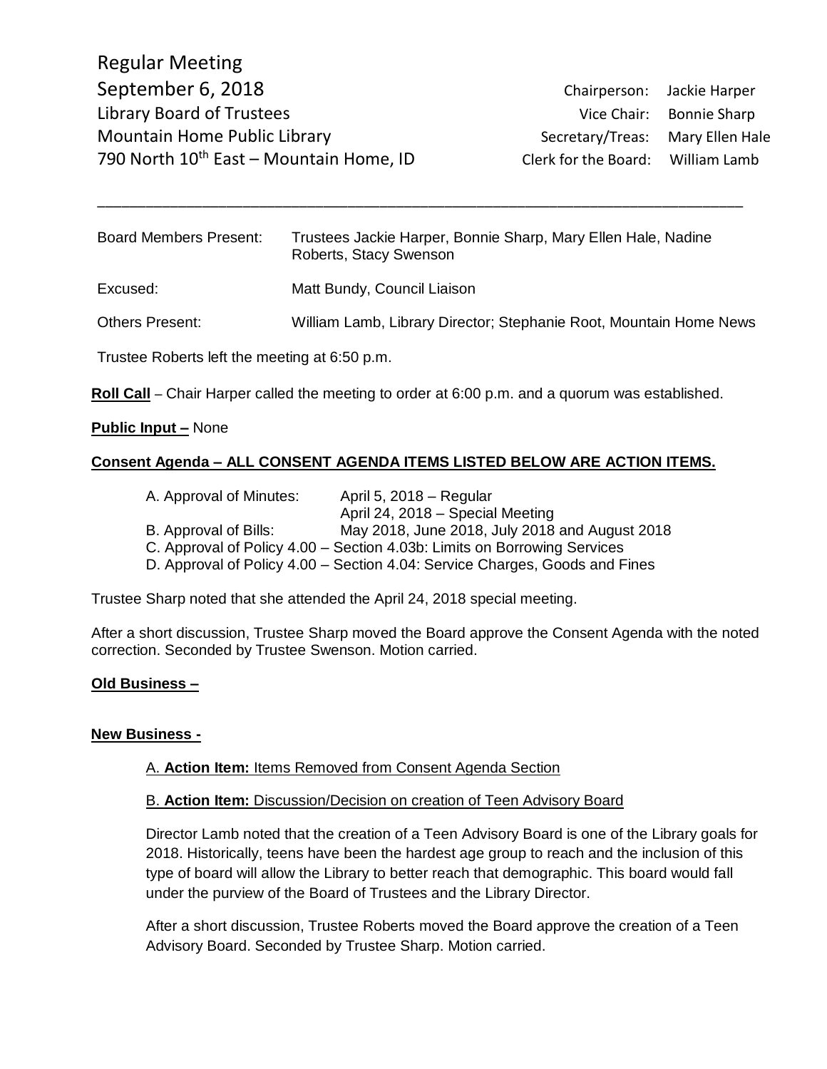# Regular Meeting

## September 6, 2018

Library Board of Trustees
Mountain Home Public Library
790 North 10th East – Mountain Home, ID

| | |
|---|---|
| Chairperson: | Jackie Harper |
| Vice Chair: | Bonnie Sharp |
| Secretary/Treas: | Mary Ellen Hale |
| Clerk for the Board: | William Lamb |

---

| | |
|---|---|
| Board Members Present: | Trustees Jackie Harper, Bonnie Sharp, Mary Ellen Hale, Nadine Roberts, Stacy Swenson |
| Excused: | Matt Bundy, Council Liaison |
| Others Present: | William Lamb, Library Director; Stephanie Root, Mountain Home News |

Trustee Roberts left the meeting at 6:50 p.m.

**Roll Call** – Chair Harper called the meeting to order at 6:00 p.m. and a quorum was established.

**Public Input –** None

**Consent Agenda – ALL CONSENT AGENDA ITEMS LISTED BELOW ARE ACTION ITEMS.**

A. Approval of Minutes: April 5, 2018 – Regular
April 24, 2018 – Special Meeting
B. Approval of Bills: May 2018, June 2018, July 2018 and August 2018
C. Approval of Policy 4.00 – Section 4.03b: Limits on Borrowing Services
D. Approval of Policy 4.00 – Section 4.04: Service Charges, Goods and Fines

Trustee Sharp noted that she attended the April 24, 2018 special meeting.

After a short discussion, Trustee Sharp moved the Board approve the Consent Agenda with the noted correction. Seconded by Trustee Swenson. Motion carried.

**Old Business –**

**New Business -**

A. **Action Item:** Items Removed from Consent Agenda Section

B. **Action Item:** Discussion/Decision on creation of Teen Advisory Board

Director Lamb noted that the creation of a Teen Advisory Board is one of the Library goals for 2018. Historically, teens have been the hardest age group to reach and the inclusion of this type of board will allow the Library to better reach that demographic. This board would fall under the purview of the Board of Trustees and the Library Director.

After a short discussion, Trustee Roberts moved the Board approve the creation of a Teen Advisory Board. Seconded by Trustee Sharp. Motion carried.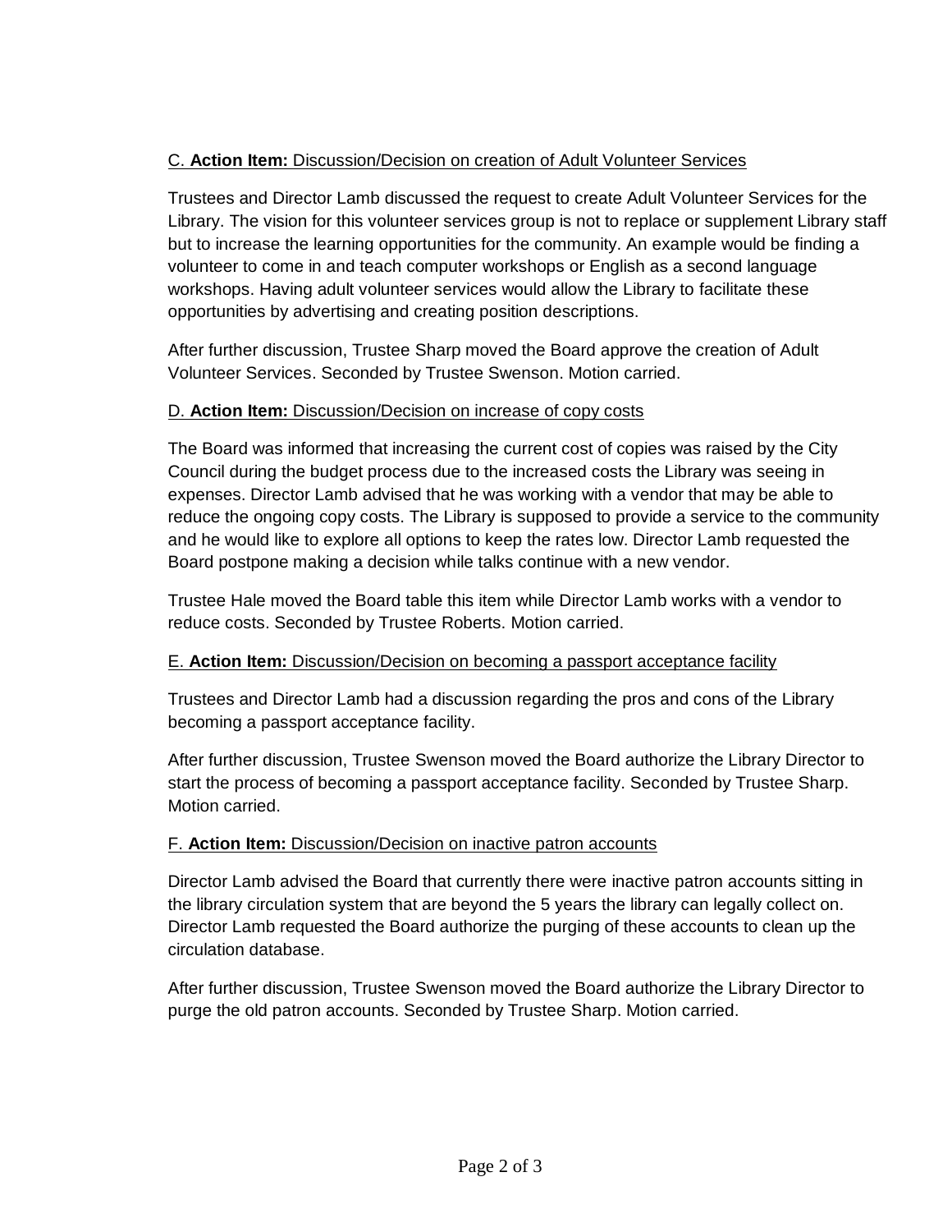C. **Action Item:** Discussion/Decision on creation of Adult Volunteer Services

Trustees and Director Lamb discussed the request to create Adult Volunteer Services for the Library. The vision for this volunteer services group is not to replace or supplement Library staff but to increase the learning opportunities for the community. An example would be finding a volunteer to come in and teach computer workshops or English as a second language workshops. Having adult volunteer services would allow the Library to facilitate these opportunities by advertising and creating position descriptions.

After further discussion, Trustee Sharp moved the Board approve the creation of Adult Volunteer Services. Seconded by Trustee Swenson. Motion carried.

D. **Action Item:** Discussion/Decision on increase of copy costs

The Board was informed that increasing the current cost of copies was raised by the City Council during the budget process due to the increased costs the Library was seeing in expenses. Director Lamb advised that he was working with a vendor that may be able to reduce the ongoing copy costs. The Library is supposed to provide a service to the community and he would like to explore all options to keep the rates low. Director Lamb requested the Board postpone making a decision while talks continue with a new vendor.

Trustee Hale moved the Board table this item while Director Lamb works with a vendor to reduce costs. Seconded by Trustee Roberts. Motion carried.

E. **Action Item:** Discussion/Decision on becoming a passport acceptance facility

Trustees and Director Lamb had a discussion regarding the pros and cons of the Library becoming a passport acceptance facility.

After further discussion, Trustee Swenson moved the Board authorize the Library Director to start the process of becoming a passport acceptance facility. Seconded by Trustee Sharp. Motion carried.

F. **Action Item:** Discussion/Decision on inactive patron accounts

Director Lamb advised the Board that currently there were inactive patron accounts sitting in the library circulation system that are beyond the 5 years the library can legally collect on. Director Lamb requested the Board authorize the purging of these accounts to clean up the circulation database.

After further discussion, Trustee Swenson moved the Board authorize the Library Director to purge the old patron accounts. Seconded by Trustee Sharp. Motion carried.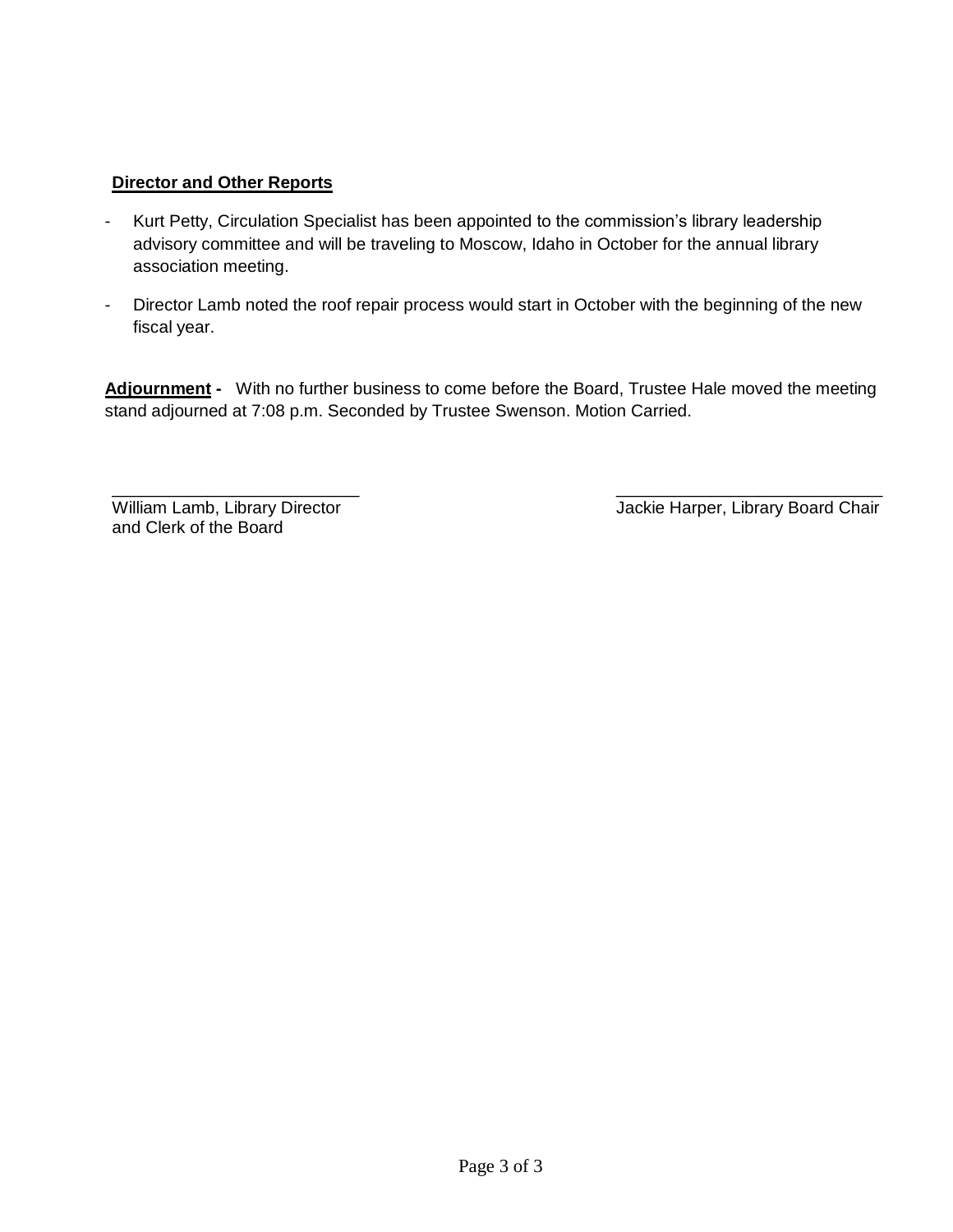**Director and Other Reports**

- Kurt Petty, Circulation Specialist has been appointed to the commission's library leadership advisory committee and will be traveling to Moscow, Idaho in October for the annual library association meeting.
- Director Lamb noted the roof repair process would start in October with the beginning of the new fiscal year.

**Adjournment -** With no further business to come before the Board, Trustee Hale moved the meeting stand adjourned at 7:08 p.m. Seconded by Trustee Swenson. Motion Carried.

| | |
|---|---|
| ___________________________ | ___________________________ |
| William Lamb, Library Director and Clerk of the Board | Jackie Harper, Library Board Chair |